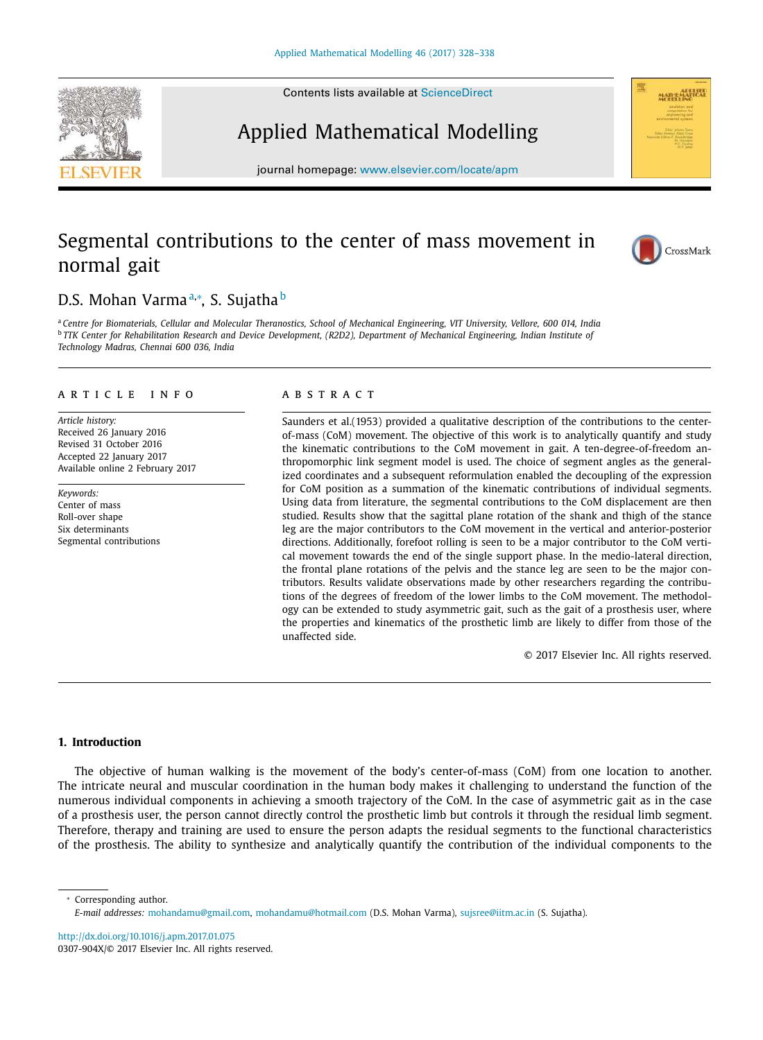# Segmental contributions to the center of mass movement in normal gait

D.S. Mohan Varma[a,*], S. Sujatha[b]

[a] Centre for Biomaterials, Cellular and Molecular Theranostics, School of Mechanical Engineering, VIT University, Vellore, 600 014, India
[b] TTK Center for Rehabilitation Research and Device Development, (R2D2), Department of Mechanical Engineering, Indian Institute of Technology Madras, Chennai 600 036, India

## ARTICLE INFO

*Article history:*
Received 26 January 2016
Revised 31 October 2016
Accepted 22 January 2017
Available online 2 February 2017

*Keywords:*
Center of mass
Roll-over shape
Six determinants
Segmental contributions

## ABSTRACT

Saunders et al.(1953) provided a qualitative description of the contributions to the center-of-mass (CoM) movement. The objective of this work is to analytically quantify and study the kinematic contributions to the CoM movement in gait. A ten-degree-of-freedom anthropomorphic link segment model is used. The choice of segment angles as the generalized coordinates and a subsequent reformulation enabled the decoupling of the expression for CoM position as a summation of the kinematic contributions of individual segments. Using data from literature, the segmental contributions to the CoM displacement are then studied. Results show that the sagittal plane rotation of the shank and thigh of the stance leg are the major contributors to the CoM movement in the vertical and anterior-posterior directions. Additionally, forefoot rolling is seen to be a major contributor to the CoM vertical movement towards the end of the single support phase. In the medio-lateral direction, the frontal plane rotations of the pelvis and the stance leg are seen to be the major contributors. Results validate observations made by other researchers regarding the contributions of the degrees of freedom of the lower limbs to the CoM movement. The methodology can be extended to study asymmetric gait, such as the gait of a prosthesis user, where the properties and kinematics of the prosthetic limb are likely to differ from those of the unaffected side.

© 2017 Elsevier Inc. All rights reserved.

## 1. Introduction

The objective of human walking is the movement of the body's center-of-mass (CoM) from one location to another. The intricate neural and muscular coordination in the human body makes it challenging to understand the function of the numerous individual components in achieving a smooth trajectory of the CoM. In the case of asymmetric gait as in the case of a prosthesis user, the person cannot directly control the prosthetic limb but controls it through the residual limb segment. Therefore, therapy and training are used to ensure the person adapts the residual segments to the functional characteristics of the prosthesis. The ability to synthesize and analytically quantify the contribution of the individual components to the

* Corresponding author.
*E-mail addresses:* mohandamu@gmail.com, mohandamu@hotmail.com (D.S. Mohan Varma), sujsree@iitm.ac.in (S. Sujatha).

http://dx.doi.org/10.1016/j.apm.2017.01.075
0307-904X/© 2017 Elsevier Inc. All rights reserved.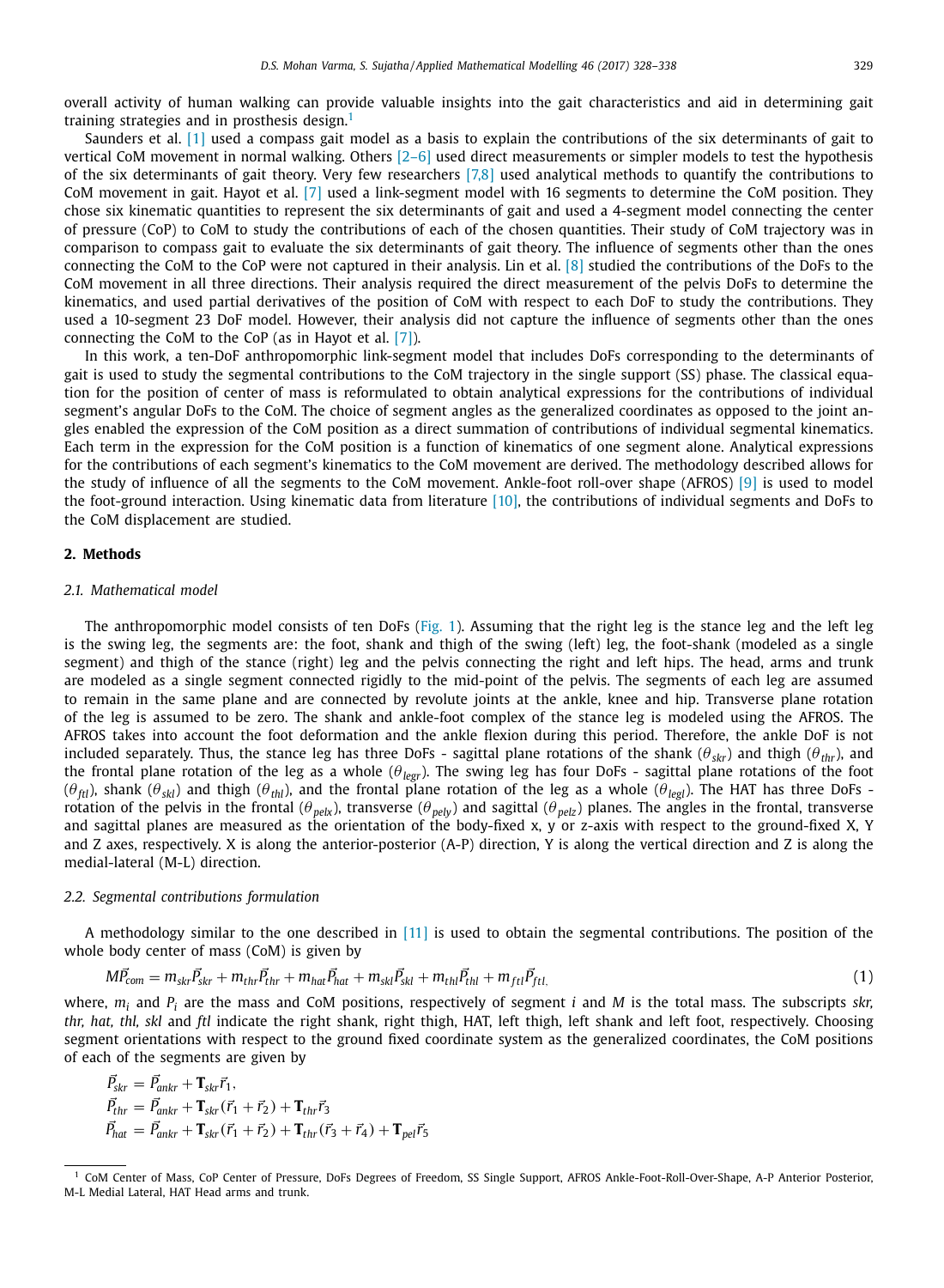overall activity of human walking can provide valuable insights into the gait characteristics and aid in determining gait training strategies and in prosthesis design.[1]

Saunders et al. [1] used a compass gait model as a basis to explain the contributions of the six determinants of gait to vertical CoM movement in normal walking. Others [2–6] used direct measurements or simpler models to test the hypothesis of the six determinants of gait theory. Very few researchers [7,8] used analytical methods to quantify the contributions to CoM movement in gait. Hayot et al. [7] used a link-segment model with 16 segments to determine the CoM position. They chose six kinematic quantities to represent the six determinants of gait and used a 4-segment model connecting the center of pressure (CoP) to CoM to study the contributions of each of the chosen quantities. Their study of CoM trajectory was in comparison to compass gait to evaluate the six determinants of gait theory. The influence of segments other than the ones connecting the CoM to the CoP were not captured in their analysis. Lin et al. [8] studied the contributions of the DoFs to the CoM movement in all three directions. Their analysis required the direct measurement of the pelvis DoFs to determine the kinematics, and used partial derivatives of the position of CoM with respect to each DoF to study the contributions. They used a 10-segment 23 DoF model. However, their analysis did not capture the influence of segments other than the ones connecting the CoM to the CoP (as in Hayot et al. [7]).

In this work, a ten-DoF anthropomorphic link-segment model that includes DoFs corresponding to the determinants of gait is used to study the segmental contributions to the CoM trajectory in the single support (SS) phase. The classical equation for the position of center of mass is reformulated to obtain analytical expressions for the contributions of individual segment's angular DoFs to the CoM. The choice of segment angles as the generalized coordinates as opposed to the joint angles enabled the expression of the CoM position as a direct summation of contributions of individual segmental kinematics. Each term in the expression for the CoM position is a function of kinematics of one segment alone. Analytical expressions for the contributions of each segment's kinematics to the CoM movement are derived. The methodology described allows for the study of influence of all the segments to the CoM movement. Ankle-foot roll-over shape (AFROS) [9] is used to model the foot-ground interaction. Using kinematic data from literature [10], the contributions of individual segments and DoFs to the CoM displacement are studied.

## 2. Methods

### 2.1. Mathematical model

The anthropomorphic model consists of ten DoFs (Fig. 1). Assuming that the right leg is the stance leg and the left leg is the swing leg, the segments are: the foot, shank and thigh of the swing (left) leg, the foot-shank (modeled as a single segment) and thigh of the stance (right) leg and the pelvis connecting the right and left hips. The head, arms and trunk are modeled as a single segment connected rigidly to the mid-point of the pelvis. The segments of each leg are assumed to remain in the same plane and are connected by revolute joints at the ankle, knee and hip. Transverse plane rotation of the leg is assumed to be zero. The shank and ankle-foot complex of the stance leg is modeled using the AFROS. The AFROS takes into account the foot deformation and the ankle flexion during this period. Therefore, the ankle DoF is not included separately. Thus, the stance leg has three DoFs - sagittal plane rotations of the shank ($\theta_{skr}$) and thigh ($\theta_{thr}$), and the frontal plane rotation of the leg as a whole ($\theta_{legr}$). The swing leg has four DoFs - sagittal plane rotations of the foot ($\theta_{ftl}$), shank ($\theta_{skl}$) and thigh ($\theta_{thl}$), and the frontal plane rotation of the leg as a whole ($\theta_{legl}$). The HAT has three DoFs - rotation of the pelvis in the frontal ($\theta_{pelx}$), transverse ($\theta_{pely}$) and sagittal ($\theta_{pelz}$) planes. The angles in the frontal, transverse and sagittal planes are measured as the orientation of the body-fixed x, y or z-axis with respect to the ground-fixed X, Y and Z axes, respectively. X is along the anterior-posterior (A-P) direction, Y is along the vertical direction and Z is along the medial-lateral (M-L) direction.

### 2.2. Segmental contributions formulation

A methodology similar to the one described in [11] is used to obtain the segmental contributions. The position of the whole body center of mass (CoM) is given by

$$M\vec{P}_{com} = m_{skr}\vec{P}_{skr} + m_{thr}\vec{P}_{thr} + m_{hat}\vec{P}_{hat} + m_{skl}\vec{P}_{skl} + m_{thl}\vec{P}_{thl} + m_{ftl}\vec{P}_{ftl}, \tag{1}$$

where, $m_i$ and $P_i$ are the mass and CoM positions, respectively of segment $i$ and $M$ is the total mass. The subscripts *skr, thr, hat, thl, skl* and *ftl* indicate the right shank, right thigh, HAT, left thigh, left shank and left foot, respectively. Choosing segment orientations with respect to the ground fixed coordinate system as the generalized coordinates, the CoM positions of each of the segments are given by

$$\begin{aligned}
\vec{P}_{skr} &= \vec{P}_{ankr} + \mathbf{T}_{skr}\vec{r}_1, \\
\vec{P}_{thr} &= \vec{P}_{ankr} + \mathbf{T}_{skr}(\vec{r}_1 + \vec{r}_2) + \mathbf{T}_{thr}\vec{r}_3 \\
\vec{P}_{hat} &= \vec{P}_{ankr} + \mathbf{T}_{skr}(\vec{r}_1 + \vec{r}_2) + \mathbf{T}_{thr}(\vec{r}_3 + \vec{r}_4) + \mathbf{T}_{pel}\vec{r}_5
\end{aligned}$$

[1] CoM Center of Mass, CoP Center of Pressure, DoFs Degrees of Freedom, SS Single Support, AFROS Ankle-Foot-Roll-Over-Shape, A-P Anterior Posterior, M-L Medial Lateral, HAT Head arms and trunk.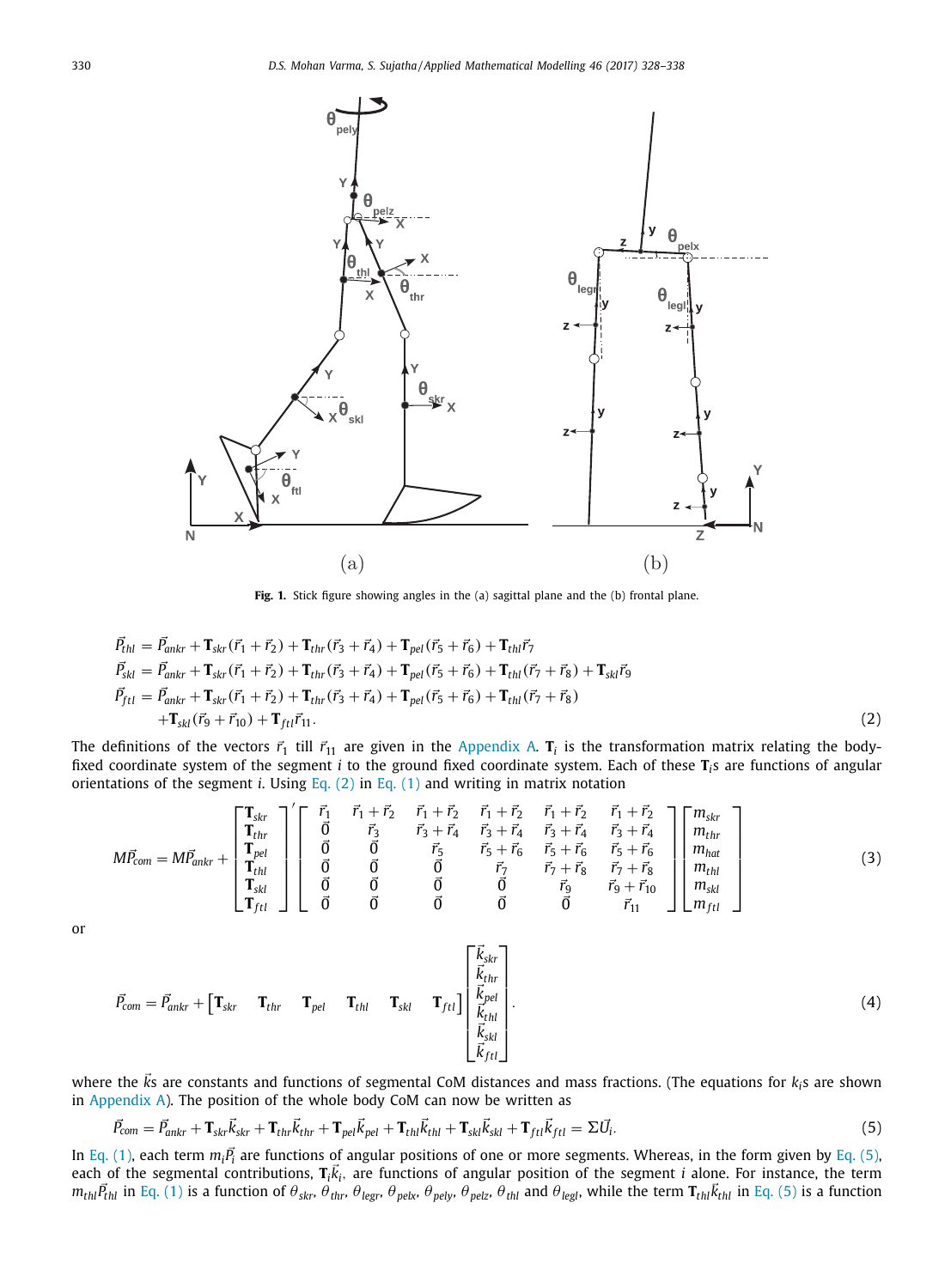Fig. 1. Stick figure showing angles in the (a) sagittal plane and the (b) frontal plane.

$$
\begin{aligned}
\vec{P}_{thl} &= \vec{P}_{ankr} + \mathbf{T}_{skr}(\vec{r}_1 + \vec{r}_2) + \mathbf{T}_{thr}(\vec{r}_3 + \vec{r}_4) + \mathbf{T}_{pel}(\vec{r}_5 + \vec{r}_6) + \mathbf{T}_{thl}\vec{r}_7 \\
\vec{P}_{skl} &= \vec{P}_{ankr} + \mathbf{T}_{skr}(\vec{r}_1 + \vec{r}_2) + \mathbf{T}_{thr}(\vec{r}_3 + \vec{r}_4) + \mathbf{T}_{pel}(\vec{r}_5 + \vec{r}_6) + \mathbf{T}_{thl}(\vec{r}_7 + \vec{r}_8) + \mathbf{T}_{skl}\vec{r}_9 \\
\vec{P}_{ftl} &= \vec{P}_{ankr} + \mathbf{T}_{skr}(\vec{r}_1 + \vec{r}_2) + \mathbf{T}_{thr}(\vec{r}_3 + \vec{r}_4) + \mathbf{T}_{pel}(\vec{r}_5 + \vec{r}_6) + \mathbf{T}_{thl}(\vec{r}_7 + \vec{r}_8) \\
&\quad + \mathbf{T}_{skl}(\vec{r}_9 + \vec{r}_{10}) + \mathbf{T}_{ftl}\vec{r}_{11}.
\end{aligned} \tag{2}
$$

The definitions of the vectors $\vec{r}_1$ till $\vec{r}_{11}$ are given in the Appendix A. $\mathbf{T}_i$ is the transformation matrix relating the body-fixed coordinate system of the segment $i$ to the ground fixed coordinate system. Each of these $\mathbf{T}_i$s are functions of angular orientations of the segment $i$. Using Eq. (2) in Eq. (1) and writing in matrix notation

$$
M\vec{P}_{com} = M\vec{P}_{ankr} + \begin{bmatrix} \mathbf{T}_{skr} \\ \mathbf{T}_{thr} \\ \mathbf{T}_{pel} \\ \mathbf{T}_{thl} \\ \mathbf{T}_{skl} \\ \mathbf{T}_{ftl} \end{bmatrix}' \begin{bmatrix} \vec{r}_1 & \vec{r}_1 + \vec{r}_2 & \vec{r}_1 + \vec{r}_2 & \vec{r}_1 + \vec{r}_2 & \vec{r}_1 + \vec{r}_2 & \vec{r}_1 + \vec{r}_2 \\ \vec{0} & \vec{r}_3 & \vec{r}_3 + \vec{r}_4 & \vec{r}_3 + \vec{r}_4 & \vec{r}_3 + \vec{r}_4 & \vec{r}_3 + \vec{r}_4 \\ \vec{0} & \vec{0} & \vec{r}_5 & \vec{r}_5 + \vec{r}_6 & \vec{r}_5 + \vec{r}_6 & \vec{r}_5 + \vec{r}_6 \\ \vec{0} & \vec{0} & \vec{0} & \vec{r}_7 & \vec{r}_7 + \vec{r}_8 & \vec{r}_7 + \vec{r}_8 \\ \vec{0} & \vec{0} & \vec{0} & \vec{0} & \vec{r}_9 & \vec{r}_9 + \vec{r}_{10} \\ \vec{0} & \vec{0} & \vec{0} & \vec{0} & \vec{0} & \vec{r}_{11} \end{bmatrix} \begin{bmatrix} m_{skr} \\ m_{thr} \\ m_{hat} \\ m_{thl} \\ m_{skl} \\ m_{ftl} \end{bmatrix} \tag{3}
$$

or

$$
\vec{P}_{com} = \vec{P}_{ankr} + \begin{bmatrix} \mathbf{T}_{skr} & \mathbf{T}_{thr} & \mathbf{T}_{pel} & \mathbf{T}_{thl} & \mathbf{T}_{skl} & \mathbf{T}_{ftl} \end{bmatrix} \begin{bmatrix} \vec{k}_{skr} \\ \vec{k}_{thr} \\ \vec{k}_{pel} \\ \vec{k}_{thl} \\ \vec{k}_{skl} \\ \vec{k}_{ftl} \end{bmatrix}. \tag{4}
$$

where the $\vec{k}$s are constants and functions of segmental CoM distances and mass fractions. (The equations for $k_i$s are shown in Appendix A). The position of the whole body CoM can now be written as

$$
\vec{P}_{com} = \vec{P}_{ankr} + \mathbf{T}_{skr}\vec{k}_{skr} + \mathbf{T}_{thr}\vec{k}_{thr} + \mathbf{T}_{pel}\vec{k}_{pel} + \mathbf{T}_{thl}\vec{k}_{thl} + \mathbf{T}_{skl}\vec{k}_{skl} + \mathbf{T}_{ftl}\vec{k}_{ftl} = \Sigma\vec{U}_i. \tag{5}
$$

In Eq. (1), each term $m_i\vec{P}_i$ are functions of angular positions of one or more segments. Whereas, in the form given by Eq. (5), each of the segmental contributions, $\mathbf{T}_i\vec{k}_i$, are functions of angular position of the segment $i$ alone. For instance, the term $m_{thl}\vec{P}_{thl}$ in Eq. (1) is a function of $\theta_{skr}$, $\theta_{thr}$, $\theta_{legr}$, $\theta_{pelx}$, $\theta_{pely}$, $\theta_{pelz}$, $\theta_{thl}$ and $\theta_{legl}$, while the term $\mathbf{T}_{thl}\vec{k}_{thl}$ in Eq. (5) is a function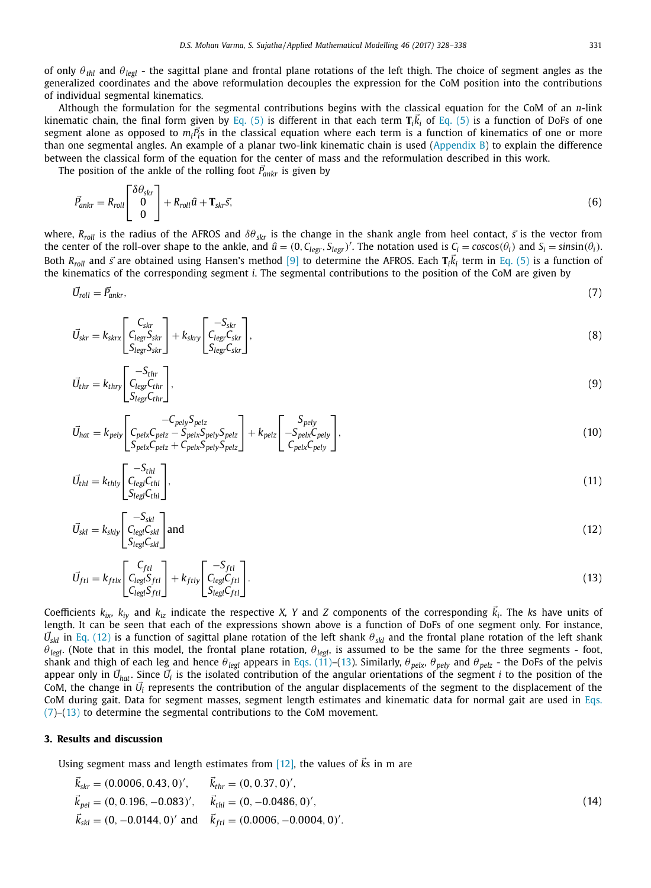of only $\theta_{thl}$ and $\theta_{legl}$ - the sagittal plane and frontal plane rotations of the left thigh. The choice of segment angles as the generalized coordinates and the above reformulation decouples the expression for the CoM position into the contributions of individual segmental kinematics.

Although the formulation for the segmental contributions begins with the classical equation for the CoM of an *n*-link kinematic chain, the final form given by Eq. (5) is different in that each term $\mathbf{T}_i\vec{k}_i$ of Eq. (5) is a function of DoFs of one segment alone as opposed to $m_i\vec{P}_i$s in the classical equation where each term is a function of kinematics of one or more than one segmental angles. An example of a planar two-link kinematic chain is used (Appendix B) to explain the difference between the classical form of the equation for the center of mass and the reformulation described in this work.

The position of the ankle of the rolling foot $\vec{P}_{ankr}$ is given by

$$\vec{P}_{ankr} = R_{roll}\begin{bmatrix}\delta\theta_{skr}\\0\\0\end{bmatrix} + R_{roll}\hat{u} + \mathbf{T}_{skr}\vec{s}, \tag{6}$$

where, $R_{roll}$ is the radius of the AFROS and $\delta\theta_{skr}$ is the change in the shank angle from heel contact, $\vec{s}$ is the vector from the center of the roll-over shape to the ankle, and $\hat{u} = (0, C_{legr}, S_{legr})'$. The notation used is $C_i = cos\cos(\theta_i)$ and $S_i = sin\sin(\theta_i)$. Both $R_{roll}$ and $\vec{s}$ are obtained using Hansen's method [9] to determine the AFROS. Each $\mathbf{T}_i\vec{k}_i$ term in Eq. (5) is a function of the kinematics of the corresponding segment *i*. The segmental contributions to the position of the CoM are given by

$$\vec{U}_{roll} = \vec{P}_{ankr}, \tag{7}$$

$$\vec{U}_{skr} = k_{skrx}\begin{bmatrix}C_{skr}\\C_{legr}S_{skr}\\S_{legr}S_{skr}\end{bmatrix} + k_{skry}\begin{bmatrix}-S_{skr}\\C_{legr}C_{skr}\\S_{legr}C_{skr}\end{bmatrix}, \tag{8}$$

$$\vec{U}_{thr} = k_{thry}\begin{bmatrix}-S_{thr}\\C_{legr}C_{thr}\\S_{legr}C_{thr}\end{bmatrix}, \tag{9}$$

$$\vec{U}_{hat} = k_{pely}\begin{bmatrix}-C_{pely}S_{pelz}\\C_{pelx}C_{pelz} - S_{pelx}S_{pely}S_{pelz}\\S_{pelx}C_{pelz} + C_{pelx}S_{pely}S_{pelz}\end{bmatrix} + k_{pelz}\begin{bmatrix}S_{pely}\\-S_{pelx}C_{pely}\\C_{pelx}C_{pely}\end{bmatrix}, \tag{10}$$

$$\vec{U}_{thl} = k_{thly}\begin{bmatrix}-S_{thl}\\C_{legl}C_{thl}\\S_{legl}C_{thl}\end{bmatrix}, \tag{11}$$

$$\vec{U}_{skl} = k_{skly}\begin{bmatrix}-S_{skl}\\C_{legl}C_{skl}\\S_{legl}C_{skl}\end{bmatrix} \text{and} \tag{12}$$

$$\vec{U}_{ftl} = k_{ftlx}\begin{bmatrix}C_{ftl}\\C_{legl}S_{ftl}\\C_{legl}S_{ftl}\end{bmatrix} + k_{ftly}\begin{bmatrix}-S_{ftl}\\C_{legl}C_{ftl}\\S_{legl}C_{ftl}\end{bmatrix}. \tag{13}$$

Coefficients $k_{ix}$, $k_{iy}$ and $k_{iz}$ indicate the respective *X*, *Y* and *Z* components of the corresponding $\vec{k}_i$. The *k*s have units of length. It can be seen that each of the expressions shown above is a function of DoFs of one segment only. For instance, $\vec{U}_{skl}$ in Eq. (12) is a function of sagittal plane rotation of the left shank $\theta_{skl}$ and the frontal plane rotation of the left shank $\theta_{legl}$. (Note that in this model, the frontal plane rotation, $\theta_{legl}$, is assumed to be the same for the three segments - foot, shank and thigh of each leg and hence $\theta_{legl}$ appears in Eqs. (11)–(13). Similarly, $\theta_{pelx}$, $\theta_{pely}$ and $\theta_{pelz}$ - the DoFs of the pelvis appear only in $\vec{U}_{hat}$. Since $\vec{U}_i$ is the isolated contribution of the angular orientations of the segment *i* to the position of the CoM, the change in $\vec{U}_i$ represents the contribution of the angular displacements of the segment to the displacement of the CoM during gait. Data for segment masses, segment length estimates and kinematic data for normal gait are used in Eqs. (7)–(13) to determine the segmental contributions to the CoM movement.

## 3. Results and discussion

Using segment mass and length estimates from [12], the values of $\vec{k}$s in m are

$$\begin{aligned}
&\vec{k}_{skr} = (0.0006, 0.43, 0)', \quad &&\vec{k}_{thr} = (0, 0.37, 0)',\\
&\vec{k}_{pel} = (0, 0.196, -0.083)', \quad &&\vec{k}_{thl} = (0, -0.0486, 0)',\\
&\vec{k}_{skl} = (0, -0.0144, 0)' \text{ and } \quad &&\vec{k}_{ftl} = (0.0006, -0.0004, 0)'.
\end{aligned} \tag{14}$$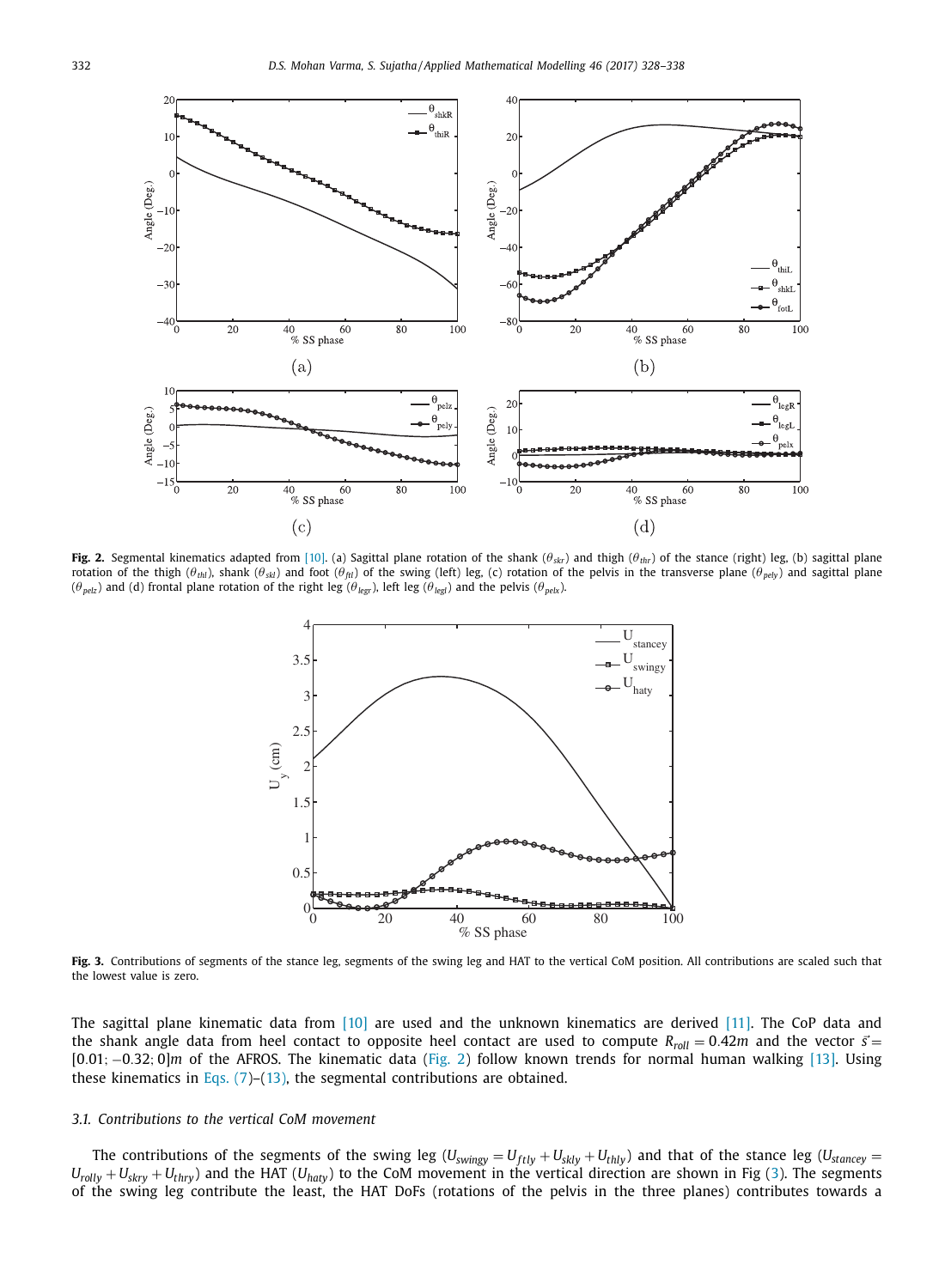**Fig. 2.** Segmental kinematics adapted from [10]. (a) Sagittal plane rotation of the shank ($\theta_{skr}$) and thigh ($\theta_{thr}$) of the stance (right) leg, (b) sagittal plane rotation of the thigh ($\theta_{thl}$), shank ($\theta_{skl}$) and foot ($\theta_{ftl}$) of the swing (left) leg, (c) rotation of the pelvis in the transverse plane ($\theta_{pely}$) and sagittal plane ($\theta_{pelz}$) and (d) frontal plane rotation of the right leg ($\theta_{legr}$), left leg ($\theta_{legl}$) and the pelvis ($\theta_{pelx}$).

**Fig. 3.** Contributions of segments of the stance leg, segments of the swing leg and HAT to the vertical CoM position. All contributions are scaled such that the lowest value is zero.

The sagittal plane kinematic data from [10] are used and the unknown kinematics are derived [11]. The CoP data and the shank angle data from heel contact to opposite heel contact are used to compute $R_{roll} = 0.42m$ and the vector $\vec{s} = [0.01; -0.32; 0]m$ of the AFROS. The kinematic data (Fig. 2) follow known trends for normal human walking [13]. Using these kinematics in Eqs. (7)–(13), the segmental contributions are obtained.

### 3.1. Contributions to the vertical CoM movement

The contributions of the segments of the swing leg ($U_{swingy} = U_{ftly} + U_{skly} + U_{thly}$) and that of the stance leg ($U_{stancey} = U_{rolly} + U_{skry} + U_{thry}$) and the HAT ($U_{haty}$) to the CoM movement in the vertical direction are shown in Fig (3). The segments of the swing leg contribute the least, the HAT DoFs (rotations of the pelvis in the three planes) contributes towards a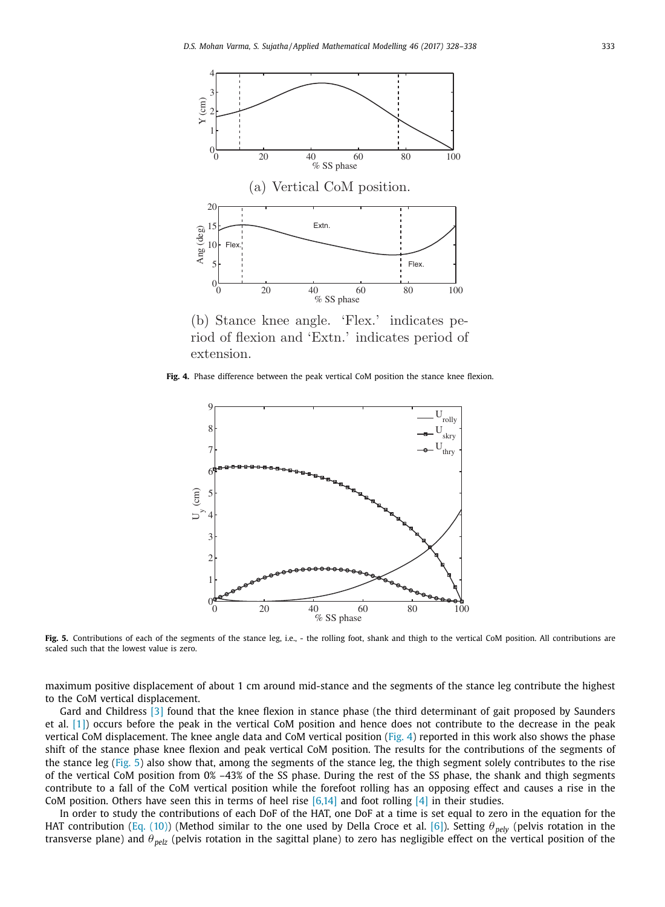(a) Vertical CoM position.

(b) Stance knee angle. 'Flex.' indicates period of flexion and 'Extn.' indicates period of extension.

**Fig. 4.** Phase difference between the peak vertical CoM position the stance knee flexion.

**Fig. 5.** Contributions of each of the segments of the stance leg, i.e., - the rolling foot, shank and thigh to the vertical CoM position. All contributions are scaled such that the lowest value is zero.

maximum positive displacement of about 1 cm around mid-stance and the segments of the stance leg contribute the highest to the CoM vertical displacement.

Gard and Childress [3] found that the knee flexion in stance phase (the third determinant of gait proposed by Saunders et al. [1]) occurs before the peak in the vertical CoM position and hence does not contribute to the decrease in the peak vertical CoM displacement. The knee angle data and CoM vertical position (Fig. 4) reported in this work also shows the phase shift of the stance phase knee flexion and peak vertical CoM position. The results for the contributions of the segments of the stance leg (Fig. 5) also show that, among the segments of the stance leg, the thigh segment solely contributes to the rise of the vertical CoM position from 0% –43% of the SS phase. During the rest of the SS phase, the shank and thigh segments contribute to a fall of the CoM vertical position while the forefoot rolling has an opposing effect and causes a rise in the CoM position. Others have seen this in terms of heel rise [6,14] and foot rolling [4] in their studies.

In order to study the contributions of each DoF of the HAT, one DoF at a time is set equal to zero in the equation for the HAT contribution (Eq. (10)) (Method similar to the one used by Della Croce et al. [6]). Setting $\theta_{pely}$ (pelvis rotation in the transverse plane) and $\theta_{pelz}$ (pelvis rotation in the sagittal plane) to zero has negligible effect on the vertical position of the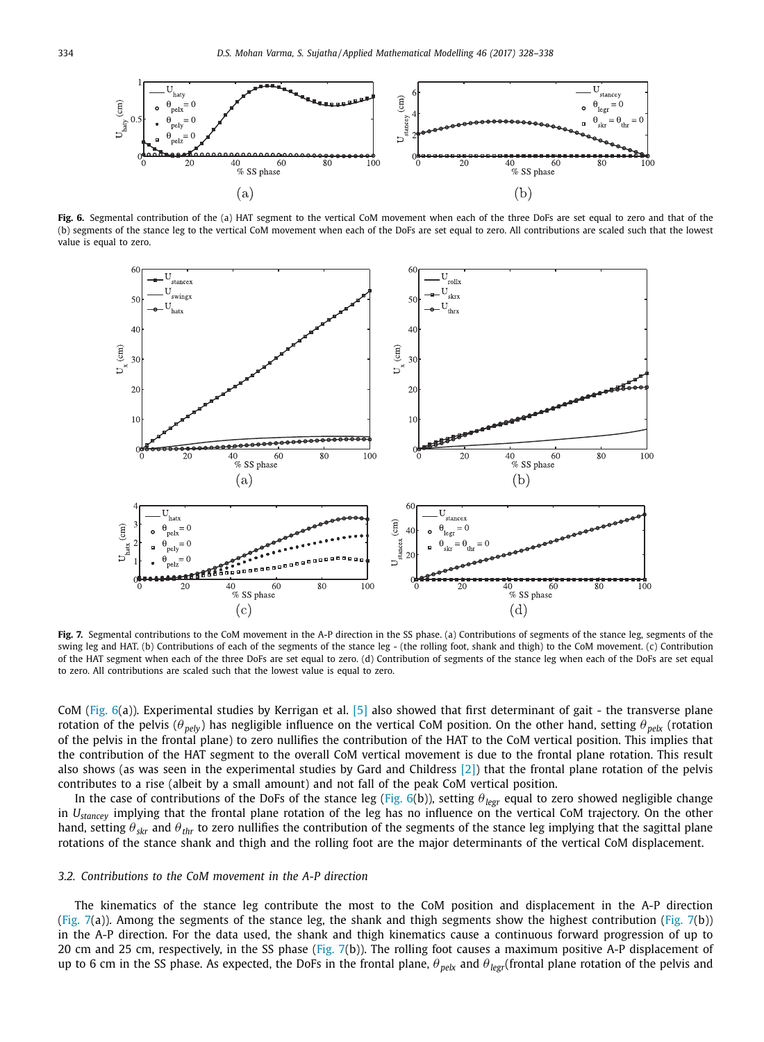**Fig. 6.** Segmental contribution of the (a) HAT segment to the vertical CoM movement when each of the three DoFs are set equal to zero and that of the (b) segments of the stance leg to the vertical CoM movement when each of the DoFs are set equal to zero. All contributions are scaled such that the lowest value is equal to zero.

**Fig. 7.** Segmental contributions to the CoM movement in the A-P direction in the SS phase. (a) Contributions of segments of the stance leg, segments of the swing leg and HAT. (b) Contributions of each of the segments of the stance leg - (the rolling foot, shank and thigh) to the CoM movement. (c) Contribution of the HAT segment when each of the three DoFs are set equal to zero. (d) Contribution of segments of the stance leg when each of the DoFs are set equal to zero. All contributions are scaled such that the lowest value is equal to zero.

CoM (Fig. 6(a)). Experimental studies by Kerrigan et al. [5] also showed that first determinant of gait - the transverse plane rotation of the pelvis ($\theta_{pely}$) has negligible influence on the vertical CoM position. On the other hand, setting $\theta_{pelx}$ (rotation of the pelvis in the frontal plane) to zero nullifies the contribution of the HAT to the CoM vertical position. This implies that the contribution of the HAT segment to the overall CoM vertical movement is due to the frontal plane rotation. This result also shows (as was seen in the experimental studies by Gard and Childress [2]) that the frontal plane rotation of the pelvis contributes to a rise (albeit by a small amount) and not fall of the peak CoM vertical position.

In the case of contributions of the DoFs of the stance leg (Fig. 6(b)), setting $\theta_{legr}$ equal to zero showed negligible change in $U_{stancey}$ implying that the frontal plane rotation of the leg has no influence on the vertical CoM trajectory. On the other hand, setting $\theta_{skr}$ and $\theta_{thr}$ to zero nullifies the contribution of the segments of the stance leg implying that the sagittal plane rotations of the stance shank and thigh and the rolling foot are the major determinants of the vertical CoM displacement.

### *3.2. Contributions to the CoM movement in the A-P direction*

The kinematics of the stance leg contribute the most to the CoM position and displacement in the A-P direction (Fig. 7(a)). Among the segments of the stance leg, the shank and thigh segments show the highest contribution (Fig. 7(b)) in the A-P direction. For the data used, the shank and thigh kinematics cause a continuous forward progression of up to 20 cm and 25 cm, respectively, in the SS phase (Fig. 7(b)). The rolling foot causes a maximum positive A-P displacement of up to 6 cm in the SS phase. As expected, the DoFs in the frontal plane, $\theta_{pelx}$ and $\theta_{legr}$(frontal plane rotation of the pelvis and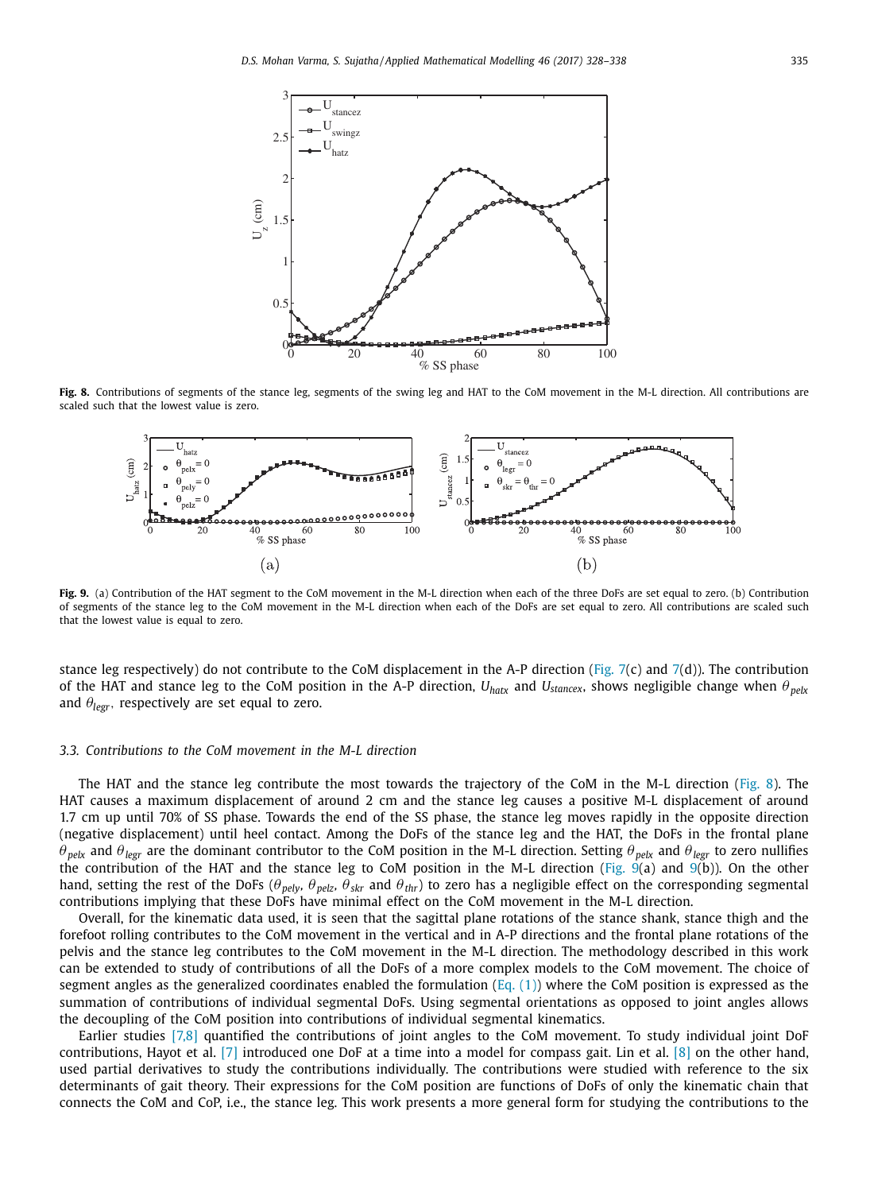Fig. 8. Contributions of segments of the stance leg, segments of the swing leg and HAT to the CoM movement in the M-L direction. All contributions are scaled such that the lowest value is zero.

Fig. 9. (a) Contribution of the HAT segment to the CoM movement in the M-L direction when each of the three DoFs are set equal to zero. (b) Contribution of segments of the stance leg to the CoM movement in the M-L direction when each of the DoFs are set equal to zero. All contributions are scaled such that the lowest value is equal to zero.

stance leg respectively) do not contribute to the CoM displacement in the A-P direction (Fig. 7(c) and 7(d)). The contribution of the HAT and stance leg to the CoM position in the A-P direction, $U_{hatx}$ and $U_{stancex}$, shows negligible change when $\theta_{pelx}$ and $\theta_{legr}$, respectively are set equal to zero.

### 3.3. Contributions to the CoM movement in the M-L direction

The HAT and the stance leg contribute the most towards the trajectory of the CoM in the M-L direction (Fig. 8). The HAT causes a maximum displacement of around 2 cm and the stance leg causes a positive M-L displacement of around 1.7 cm up until 70% of SS phase. Towards the end of the SS phase, the stance leg moves rapidly in the opposite direction (negative displacement) until heel contact. Among the DoFs of the stance leg and the HAT, the DoFs in the frontal plane $\theta_{pelx}$ and $\theta_{legr}$ are the dominant contributor to the CoM position in the M-L direction. Setting $\theta_{pelx}$ and $\theta_{legr}$ to zero nullifies the contribution of the HAT and the stance leg to CoM position in the M-L direction (Fig. 9(a) and 9(b)). On the other hand, setting the rest of the DoFs ($\theta_{pely}$, $\theta_{pelz}$, $\theta_{skr}$ and $\theta_{thr}$) to zero has a negligible effect on the corresponding segmental contributions implying that these DoFs have minimal effect on the CoM movement in the M-L direction.

Overall, for the kinematic data used, it is seen that the sagittal plane rotations of the stance shank, stance thigh and the forefoot rolling contributes to the CoM movement in the vertical and in A-P directions and the frontal plane rotations of the pelvis and the stance leg contributes to the CoM movement in the M-L direction. The methodology described in this work can be extended to study of contributions of all the DoFs of a more complex models to the CoM movement. The choice of segment angles as the generalized coordinates enabled the formulation (Eq. (1)) where the CoM position is expressed as the summation of contributions of individual segmental DoFs. Using segmental orientations as opposed to joint angles allows the decoupling of the CoM position into contributions of individual segmental kinematics.

Earlier studies [7,8] quantified the contributions of joint angles to the CoM movement. To study individual joint DoF contributions, Hayot et al. [7] introduced one DoF at a time into a model for compass gait. Lin et al. [8] on the other hand, used partial derivatives to study the contributions individually. The contributions were studied with reference to the six determinants of gait theory. Their expressions for the CoM position are functions of DoFs of only the kinematic chain that connects the CoM and CoP, i.e., the stance leg. This work presents a more general form for studying the contributions to the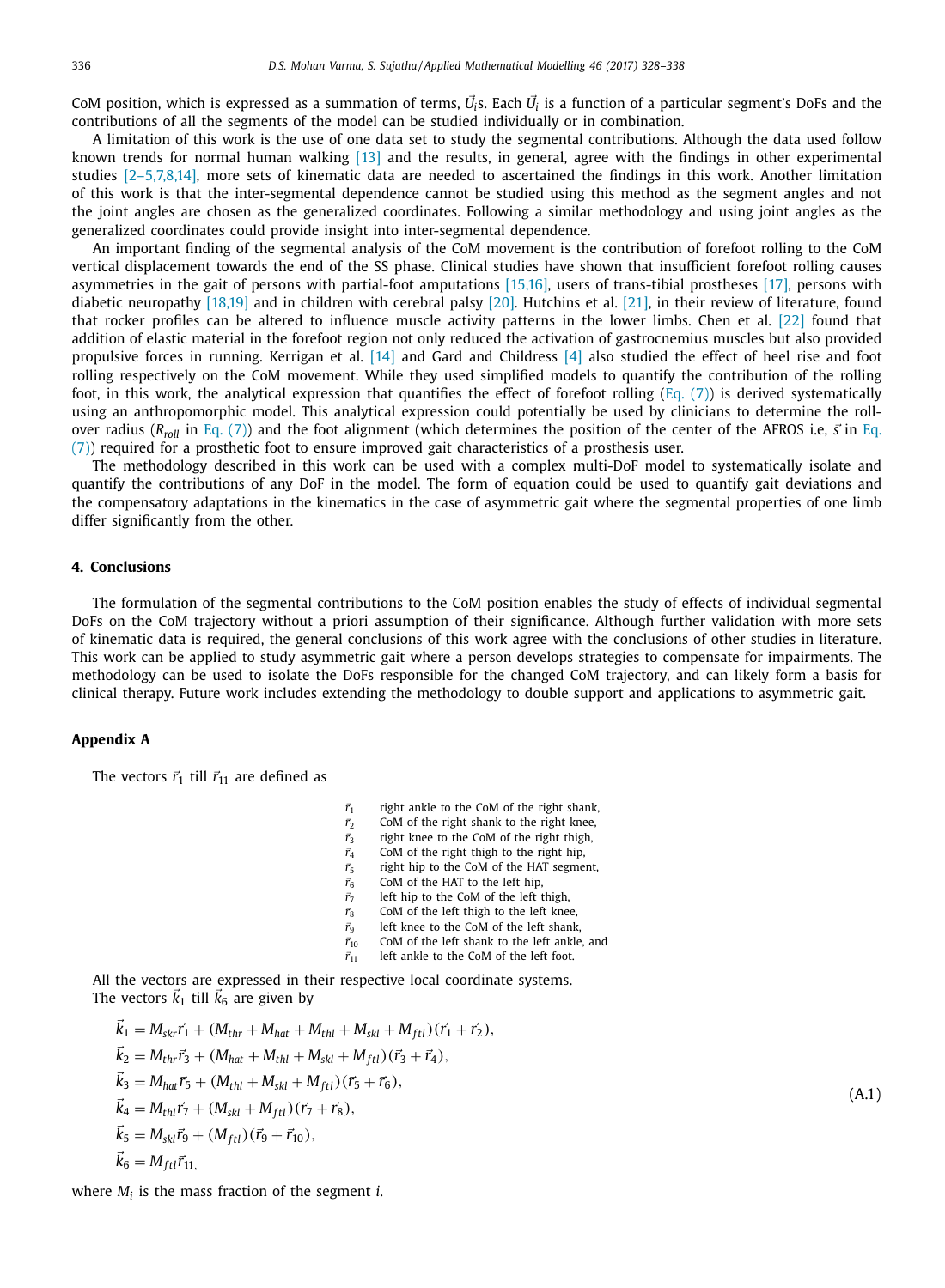CoM position, which is expressed as a summation of terms, $\vec{U}_i$s. Each $\vec{U}_i$ is a function of a particular segment's DoFs and the contributions of all the segments of the model can be studied individually or in combination.

A limitation of this work is the use of one data set to study the segmental contributions. Although the data used follow known trends for normal human walking [13] and the results, in general, agree with the findings in other experimental studies [2–5,7,8,14], more sets of kinematic data are needed to ascertained the findings in this work. Another limitation of this work is that the inter-segmental dependence cannot be studied using this method as the segment angles and not the joint angles are chosen as the generalized coordinates. Following a similar methodology and using joint angles as the generalized coordinates could provide insight into inter-segmental dependence.

An important finding of the segmental analysis of the CoM movement is the contribution of forefoot rolling to the CoM vertical displacement towards the end of the SS phase. Clinical studies have shown that insufficient forefoot rolling causes asymmetries in the gait of persons with partial-foot amputations [15,16], users of trans-tibial prostheses [17], persons with diabetic neuropathy [18,19] and in children with cerebral palsy [20]. Hutchins et al. [21], in their review of literature, found that rocker profiles can be altered to influence muscle activity patterns in the lower limbs. Chen et al. [22] found that addition of elastic material in the forefoot region not only reduced the activation of gastrocnemius muscles but also provided propulsive forces in running. Kerrigan et al. [14] and Gard and Childress [4] also studied the effect of heel rise and foot rolling respectively on the CoM movement. While they used simplified models to quantify the contribution of the rolling foot, in this work, the analytical expression that quantifies the effect of forefoot rolling (Eq. (7)) is derived systematically using an anthropomorphic model. This analytical expression could potentially be used by clinicians to determine the roll-over radius ($R_{roll}$ in Eq. (7)) and the foot alignment (which determines the position of the center of the AFROS i.e, $\vec{s}$ in Eq. (7)) required for a prosthetic foot to ensure improved gait characteristics of a prosthesis user.

The methodology described in this work can be used with a complex multi-DoF model to systematically isolate and quantify the contributions of any DoF in the model. The form of equation could be used to quantify gait deviations and the compensatory adaptations in the kinematics in the case of asymmetric gait where the segmental properties of one limb differ significantly from the other.

## 4. Conclusions

The formulation of the segmental contributions to the CoM position enables the study of effects of individual segmental DoFs on the CoM trajectory without a priori assumption of their significance. Although further validation with more sets of kinematic data is required, the general conclusions of this work agree with the conclusions of other studies in literature. This work can be applied to study asymmetric gait where a person develops strategies to compensate for impairments. The methodology can be used to isolate the DoFs responsible for the changed CoM trajectory, and can likely form a basis for clinical therapy. Future work includes extending the methodology to double support and applications to asymmetric gait.

## Appendix A

The vectors $\vec{r}_1$ till $\vec{r}_{11}$ are defined as

- $\vec{r}_1$ right ankle to the CoM of the right shank,
- $\vec{r}_2$ CoM of the right shank to the right knee,
- $\vec{r}_3$ right knee to the CoM of the right thigh,
- $\vec{r}_4$ CoM of the right thigh to the right hip,
- $\vec{r}_5$ right hip to the CoM of the HAT segment,
- $\vec{r}_6$ CoM of the HAT to the left hip,
- $\vec{r}_7$ left hip to the CoM of the left thigh,
- $\vec{r}_8$ CoM of the left thigh to the left knee,
- $\vec{r}_9$ left knee to the CoM of the left shank,
- $\vec{r}_{10}$ CoM of the left shank to the left ankle, and
- $\vec{r}_{11}$ left ankle to the CoM of the left foot.

All the vectors are expressed in their respective local coordinate systems.
The vectors $\vec{k}_1$ till $\vec{k}_6$ are given by

$$
\begin{aligned}
\vec{k}_1 &= M_{skr}\vec{r}_1 + (M_{thr} + M_{hat} + M_{thl} + M_{skl} + M_{ftl})(\vec{r}_1 + \vec{r}_2),\\
\vec{k}_2 &= M_{thr}\vec{r}_3 + (M_{hat} + M_{thl} + M_{skl} + M_{ftl})(\vec{r}_3 + \vec{r}_4),\\
\vec{k}_3 &= M_{hat}\vec{r}_5 + (M_{thl} + M_{skl} + M_{ftl})(\vec{r}_5 + \vec{r}_6),\\
\vec{k}_4 &= M_{thl}\vec{r}_7 + (M_{skl} + M_{ftl})(\vec{r}_7 + \vec{r}_8),\\
\vec{k}_5 &= M_{skl}\vec{r}_9 + (M_{ftl})(\vec{r}_9 + \vec{r}_{10}),\\
\vec{k}_6 &= M_{ftl}\vec{r}_{11},
\end{aligned}
\tag{A.1}
$$

where $M_i$ is the mass fraction of the segment $i$.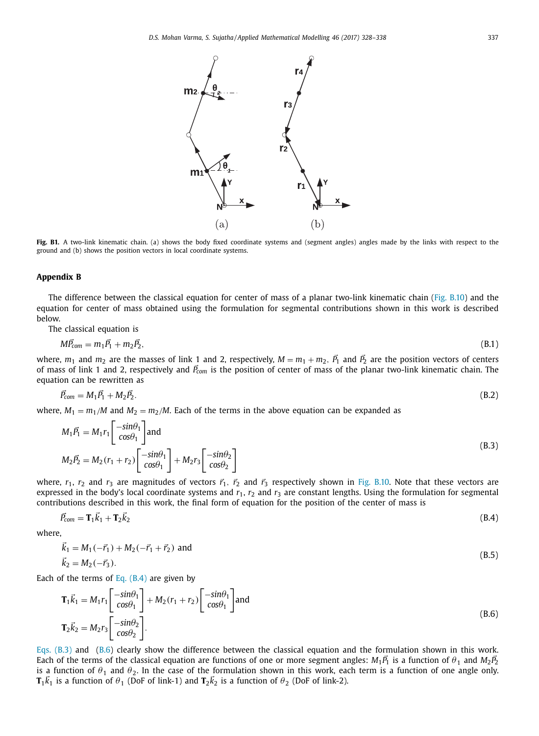Fig. B1. A two-link kinematic chain. (a) shows the body fixed coordinate systems and (segment angles) angles made by the links with respect to the ground and (b) shows the position vectors in local coordinate systems.

## Appendix B

The difference between the classical equation for center of mass of a planar two-link kinematic chain (Fig. B.10) and the equation for center of mass obtained using the formulation for segmental contributions shown in this work is described below.

The classical equation is

$$M\vec{P}_{com} = m_1\vec{P}_1 + m_2\vec{P}_2, \tag{B.1}$$

where, $m_1$ and $m_2$ are the masses of link 1 and 2, respectively, $M = m_1 + m_2$, $\vec{P}_1$ and $\vec{P}_2$ are the position vectors of centers of mass of link 1 and 2, respectively and $\vec{P}_{com}$ is the position of center of mass of the planar two-link kinematic chain. The equation can be rewritten as

$$\vec{P}_{com} = M_1\vec{P}_1 + M_2\vec{P}_2. \tag{B.2}$$

where, $M_1 = m_1/M$ and $M_2 = m_2/M$. Each of the terms in the above equation can be expanded as

$$\begin{aligned} M_1\vec{P}_1 &= M_1 r_1 \begin{bmatrix} -sin\theta_1 \\ cos\theta_1 \end{bmatrix} \text{and} \\ M_2\vec{P}_2 &= M_2(r_1 + r_2)\begin{bmatrix} -sin\theta_1 \\ cos\theta_1 \end{bmatrix} + M_2 r_3 \begin{bmatrix} -sin\theta_2 \\ cos\theta_2 \end{bmatrix} \end{aligned} \tag{B.3}$$

where, $r_1$, $r_2$ and $r_3$ are magnitudes of vectors $\vec{r}_1$, $\vec{r}_2$ and $\vec{r}_3$ respectively shown in Fig. B.10. Note that these vectors are expressed in the body's local coordinate systems and $r_1$, $r_2$ and $r_3$ are constant lengths. Using the formulation for segmental contributions described in this work, the final form of equation for the position of the center of mass is

$$\vec{P}_{com} = \mathbf{T}_1\vec{k}_1 + \mathbf{T}_2\vec{k}_2 \tag{B.4}$$

where,

$$\begin{aligned} \vec{k}_1 &= M_1(-\vec{r}_1) + M_2(-\vec{r}_1 + \vec{r}_2) \text{ and} \\ \vec{k}_2 &= M_2(-\vec{r}_3). \end{aligned} \tag{B.5}$$

Each of the terms of Eq. (B.4) are given by

$$\begin{aligned} \mathbf{T}_1\vec{k}_1 &= M_1 r_1 \begin{bmatrix} -sin\theta_1 \\ cos\theta_1 \end{bmatrix} + M_2(r_1 + r_2)\begin{bmatrix} -sin\theta_1 \\ cos\theta_1 \end{bmatrix} \text{and} \\ \mathbf{T}_2\vec{k}_2 &= M_2 r_3 \begin{bmatrix} -sin\theta_2 \\ cos\theta_2 \end{bmatrix}. \end{aligned} \tag{B.6}$$

Eqs. (B.3) and (B.6) clearly show the difference between the classical equation and the formulation shown in this work. Each of the terms of the classical equation are functions of one or more segment angles: $M_1\vec{P}_1$ is a function of $\theta_1$ and $M_2\vec{P}_2$ is a function of $\theta_1$ and $\theta_2$. In the case of the formulation shown in this work, each term is a function of one angle only. $\mathbf{T}_1\vec{k}_1$ is a function of $\theta_1$ (DoF of link-1) and $\mathbf{T}_2\vec{k}_2$ is a function of $\theta_2$ (DoF of link-2).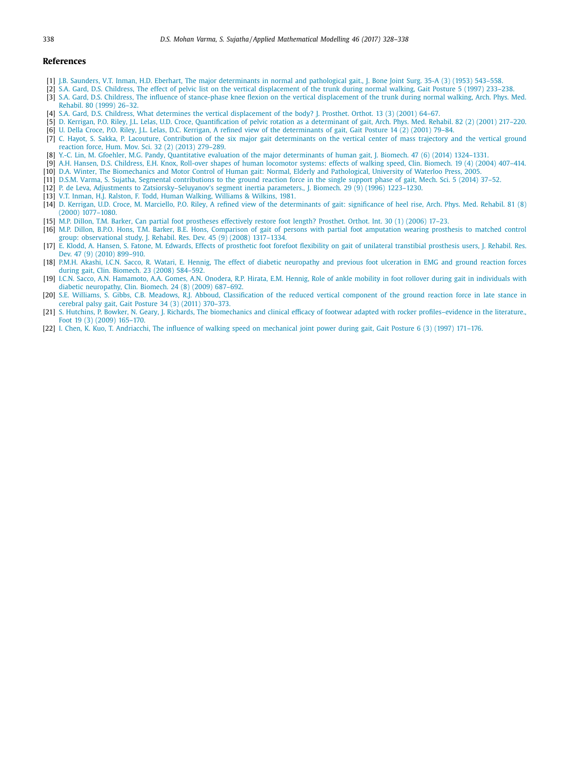## References

[1] J.B. Saunders, V.T. Inman, H.D. Eberhart, The major determinants in normal and pathological gait., J. Bone Joint Surg. 35-A (3) (1953) 543–558.
[2] S.A. Gard, D.S. Childress, The effect of pelvic list on the vertical displacement of the trunk during normal walking, Gait Posture 5 (1997) 233–238.
[3] S.A. Gard, D.S. Childress, The influence of stance-phase knee flexion on the vertical displacement of the trunk during normal walking, Arch. Phys. Med. Rehabil. 80 (1999) 26–32.
[4] S.A. Gard, D.S. Childress, What determines the vertical displacement of the body? J. Prosthet. Orthot. 13 (3) (2001) 64–67.
[5] D. Kerrigan, P.O. Riley, J.L. Lelas, U.D. Croce, Quantification of pelvic rotation as a determinant of gait, Arch. Phys. Med. Rehabil. 82 (2) (2001) 217–220.
[6] U. Della Croce, P.O. Riley, J.L. Lelas, D.C. Kerrigan, A refined view of the determinants of gait, Gait Posture 14 (2) (2001) 79–84.
[7] C. Hayot, S. Sakka, P. Lacouture, Contribution of the six major gait determinants on the vertical center of mass trajectory and the vertical ground reaction force, Hum. Mov. Sci. 32 (2) (2013) 279–289.
[8] Y.-C. Lin, M. Gfoehler, M.G. Pandy, Quantitative evaluation of the major determinants of human gait, J. Biomech. 47 (6) (2014) 1324–1331.
[9] A.H. Hansen, D.S. Childress, E.H. Knox, Roll-over shapes of human locomotor systems: effects of walking speed, Clin. Biomech. 19 (4) (2004) 407–414.
[10] D.A. Winter, The Biomechanics and Motor Control of Human gait: Normal, Elderly and Pathological, University of Waterloo Press, 2005.
[11] D.S.M. Varma, S. Sujatha, Segmental contributions to the ground reaction force in the single support phase of gait, Mech. Sci. 5 (2014) 37–52.
[12] P. de Leva, Adjustments to Zatsiorsky–Seluyanov's segment inertia parameters., J. Biomech. 29 (9) (1996) 1223–1230.
[13] V.T. Inman, H.J. Ralston, F. Todd, Human Walking, Williams & Wilkins, 1981.
[14] D. Kerrigan, U.D. Croce, M. Marciello, P.O. Riley, A refined view of the determinants of gait: significance of heel rise, Arch. Phys. Med. Rehabil. 81 (8) (2000) 1077–1080.
[15] M.P. Dillon, T.M. Barker, Can partial foot prostheses effectively restore foot length? Prosthet. Orthot. Int. 30 (1) (2006) 17–23.
[16] M.P. Dillon, B.P.O. Hons, T.M. Barker, B.E. Hons, Comparison of gait of persons with partial foot amputation wearing prosthesis to matched control group: observational study, J. Rehabil. Res. Dev. 45 (9) (2008) 1317–1334.
[17] E. Klodd, A. Hansen, S. Fatone, M. Edwards, Effects of prosthetic foot forefoot flexibility on gait of unilateral transtibial prosthesis users, J. Rehabil. Res. Dev. 47 (9) (2010) 899–910.
[18] P.M.H. Akashi, I.C.N. Sacco, R. Watari, E. Hennig, The effect of diabetic neuropathy and previous foot ulceration in EMG and ground reaction forces during gait, Clin. Biomech. 23 (2008) 584–592.
[19] I.C.N. Sacco, A.N. Hamamoto, A.A. Gomes, A.N. Onodera, R.P. Hirata, E.M. Hennig, Role of ankle mobility in foot rollover during gait in individuals with diabetic neuropathy, Clin. Biomech. 24 (8) (2009) 687–692.
[20] S.E. Williams, S. Gibbs, C.B. Meadows, R.J. Abboud, Classification of the reduced vertical component of the ground reaction force in late stance in cerebral palsy gait, Gait Posture 34 (3) (2011) 370–373.
[21] S. Hutchins, P. Bowker, N. Geary, J. Richards, The biomechanics and clinical efficacy of footwear adapted with rocker profiles–evidence in the literature., Foot 19 (3) (2009) 165–170.
[22] I. Chen, K. Kuo, T. Andriacchi, The influence of walking speed on mechanical joint power during gait, Gait Posture 6 (3) (1997) 171–176.